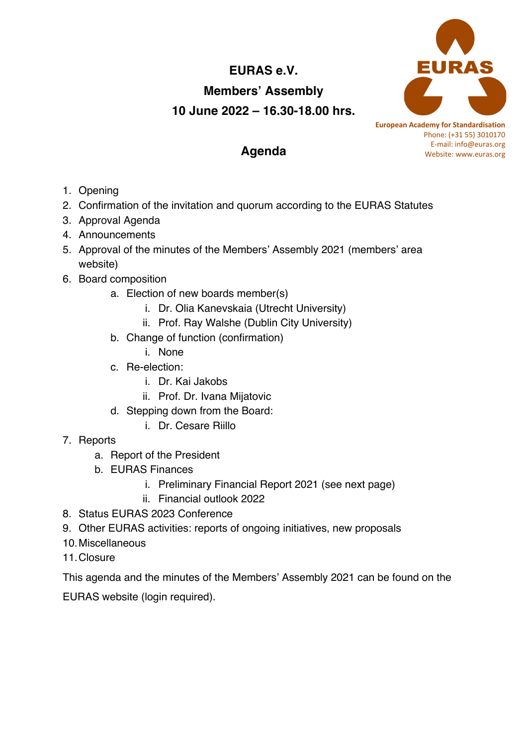# EURAS e.V.

## Members' Assembly

## 10 June 2022 – 16.30-18.00 hrs.

European Academy for Standardisation
Phone: (+31 55) 3010170
E-mail: info@euras.org
Website: www.euras.org

## Agenda

1. Opening
2. Confirmation of the invitation and quorum according to the EURAS Statutes
3. Approval Agenda
4. Announcements
5. Approval of the minutes of the Members' Assembly 2021 (members' area website)
6. Board composition
    a. Election of new boards member(s)
        i. Dr. Olia Kanevskaia (Utrecht University)
        ii. Prof. Ray Walshe (Dublin City University)
    b. Change of function (confirmation)
        i. None
    c. Re-election:
        i. Dr. Kai Jakobs
        ii. Prof. Dr. Ivana Mijatovic
    d. Stepping down from the Board:
        i. Dr. Cesare Riillo
7. Reports
    a. Report of the President
    b. EURAS Finances
        i. Preliminary Financial Report 2021 (see next page)
        ii. Financial outlook 2022
8. Status EURAS 2023 Conference
9. Other EURAS activities: reports of ongoing initiatives, new proposals
10. Miscellaneous
11. Closure

This agenda and the minutes of the Members' Assembly 2021 can be found on the EURAS website (login required).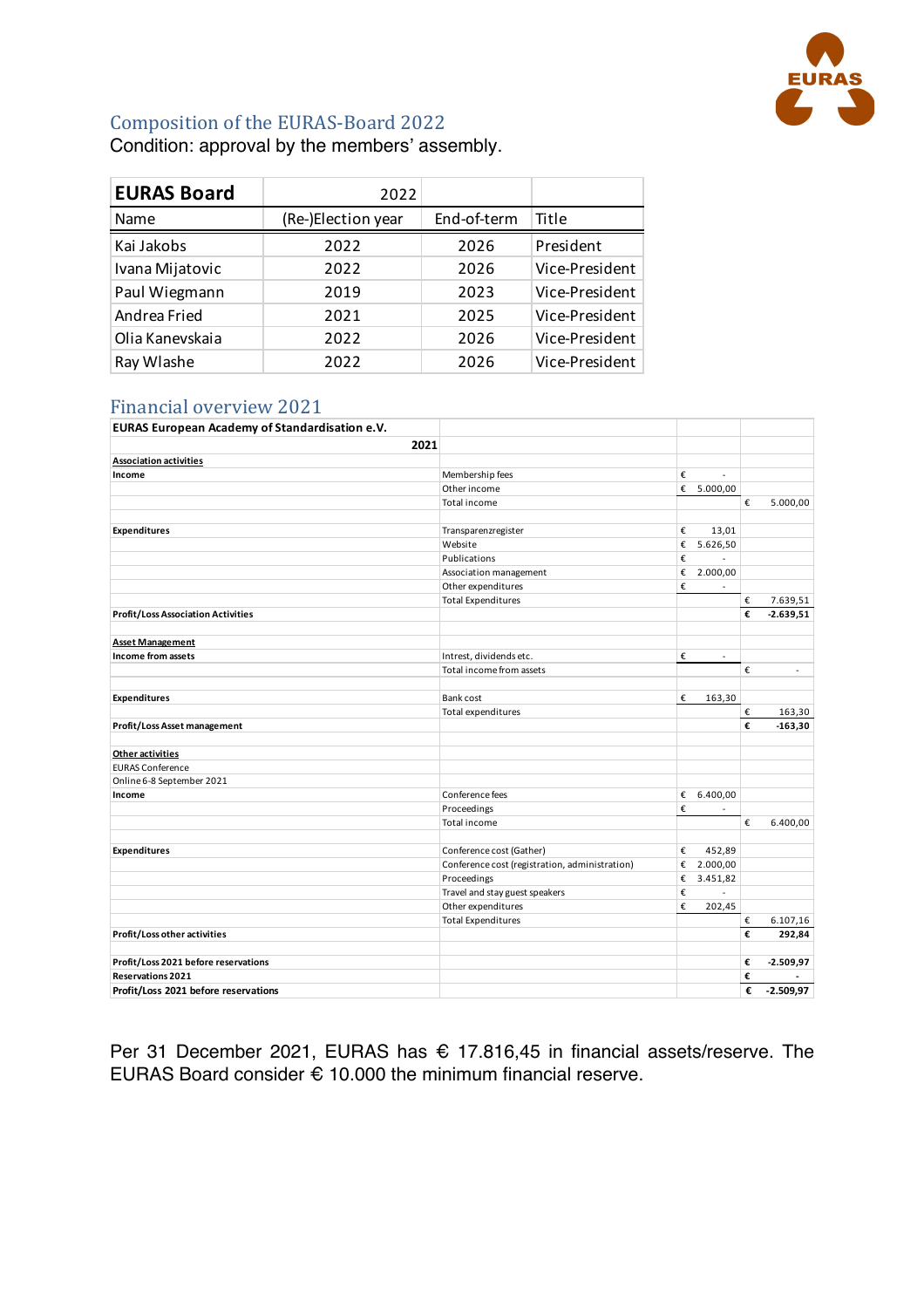## Composition of the EURAS-Board 2022

Condition: approval by the members' assembly.

| **EURAS Board** | 2022 | | |
|---|---|---|---|
| Name | (Re-)Election year | End-of-term | Title |
| Kai Jakobs | 2022 | 2026 | President |
| Ivana Mijatovic | 2022 | 2026 | Vice-President |
| Paul Wiegmann | 2019 | 2023 | Vice-President |
| Andrea Fried | 2021 | 2025 | Vice-President |
| Olia Kanevskaia | 2022 | 2026 | Vice-President |
| Ray Wlashe | 2022 | 2026 | Vice-President |

## Financial overview 2021

| **EURAS European Academy of Standardisation e.V.** | | | |
|---|---|---|---|
| **2021** | | | |
| **Association activities** | | | |
| **Income** | Membership fees | € - | |
| | Other income | € 5.000,00 | |
| | Total income | | € 5.000,00 |
| | | | |
| **Expenditures** | Transparenzregister | € 13,01 | |
| | Website | € 5.626,50 | |
| | Publications | € - | |
| | Association management | € 2.000,00 | |
| | Other expenditures | € - | |
| | Total Expenditures | | € 7.639,51 |
| **Profit/Loss Association Activities** | | | **€ -2.639,51** |
| | | | |
| **Asset Management** | | | |
| **Income from assets** | Intrest, dividends etc. | € - | |
| | Total income from assets | | € - |
| | | | |
| **Expenditures** | Bank cost | € 163,30 | |
| | Total expenditures | | € 163,30 |
| **Profit/Loss Asset management** | | | **€ -163,30** |
| | | | |
| **Other activities** | | | |
| EURAS Conference | | | |
| Online 6-8 September 2021 | | | |
| **Income** | Conference fees | € 6.400,00 | |
| | Proceedings | € - | |
| | Total income | | € 6.400,00 |
| | | | |
| **Expenditures** | Conference cost (Gather) | € 452,89 | |
| | Conference cost (registration, administration) | € 2.000,00 | |
| | Proceedings | € 3.451,82 | |
| | Travel and stay guest speakers | € - | |
| | Other expenditures | € 202,45 | |
| | Total Expenditures | | € 6.107,16 |
| **Profit/Loss other activities** | | | **€ 292,84** |
| | | | |
| **Profit/Loss 2021 before reservations** | | | **€ -2.509,97** |
| **Reservations 2021** | | | **€ -** |
| **Profit/Loss 2021 before reservations** | | | **€ -2.509,97** |

Per 31 December 2021, EURAS has € 17.816,45 in financial assets/reserve. The EURAS Board consider € 10.000 the minimum financial reserve.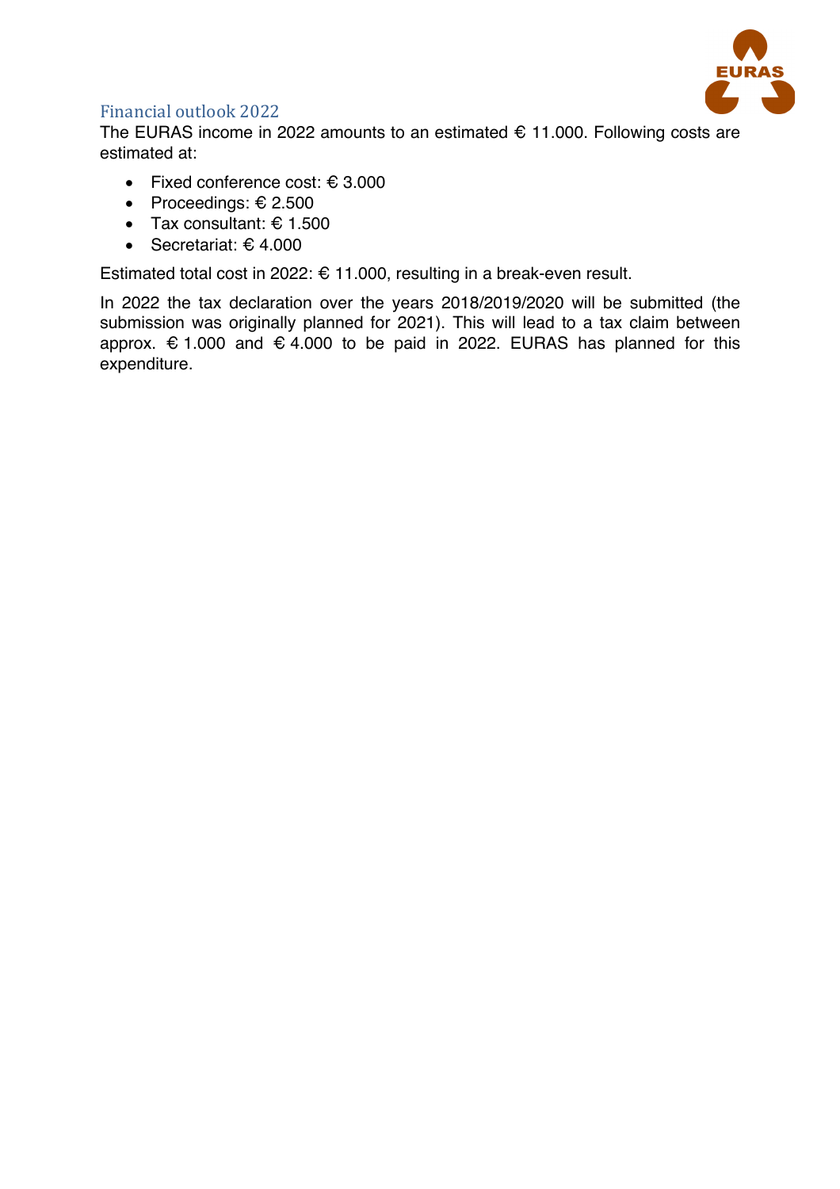## Financial outlook 2022

The EURAS income in 2022 amounts to an estimated € 11.000. Following costs are estimated at:

- Fixed conference cost: € 3.000
- Proceedings: € 2.500
- Tax consultant: € 1.500
- Secretariat: € 4.000

Estimated total cost in 2022: € 11.000, resulting in a break-even result.

In 2022 the tax declaration over the years 2018/2019/2020 will be submitted (the submission was originally planned for 2021). This will lead to a tax claim between approx. € 1.000 and € 4.000 to be paid in 2022. EURAS has planned for this expenditure.